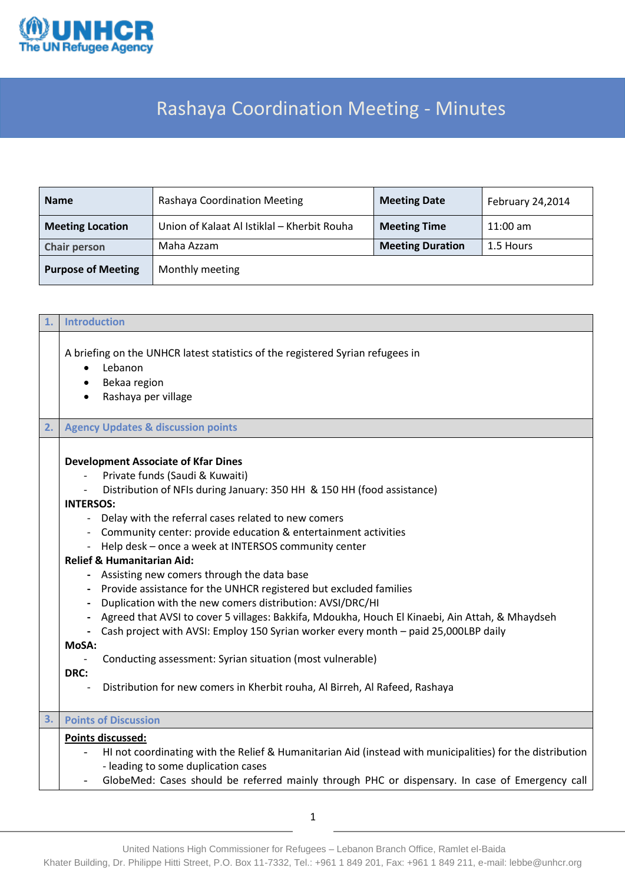# Rashaya Coordination Meeting - Minutes

| Name | Rashaya Coordination Meeting | Meeting Date | February 24,2014 |
|---|---|---|---|
| Meeting Location | Union of Kalaat Al Istiklal – Kherbit Rouha | Meeting Time | 11:00 am |
| Chair person | Maha Azzam | Meeting Duration | 1.5 Hours |
| Purpose of Meeting | Monthly meeting | | |

## 1. Introduction

A briefing on the UNHCR latest statistics of the registered Syrian refugees in

- Lebanon
- Bekaa region
- Rashaya per village

## 2. Agency Updates & discussion points

**Development Associate of Kfar Dines**

- Private funds (Saudi & Kuwaiti)
- Distribution of NFIs during January: 350 HH & 150 HH (food assistance)

**INTERSOS:**

- Delay with the referral cases related to new comers
- Community center: provide education & entertainment activities
- Help desk – once a week at INTERSOS community center

**Relief & Humanitarian Aid:**

- Assisting new comers through the data base
- Provide assistance for the UNHCR registered but excluded families
- Duplication with the new comers distribution: AVSI/DRC/HI
- Agreed that AVSI to cover 5 villages: Bakkifa, Mdoukha, Houch El Kinaebi, Ain Attah, & Mhaydseh
- Cash project with AVSI: Employ 150 Syrian worker every month – paid 25,000LBP daily

**MoSA:**

- Conducting assessment: Syrian situation (most vulnerable)

**DRC:**

- Distribution for new comers in Kherbit rouha, Al Birreh, Al Rafeed, Rashaya

## 3. Points of Discussion

**<u>Points discussed:</u>**

- HI not coordinating with the Relief & Humanitarian Aid (instead with municipalities) for the distribution - leading to some duplication cases
- GlobeMed: Cases should be referred mainly through PHC or dispensary. In case of Emergency call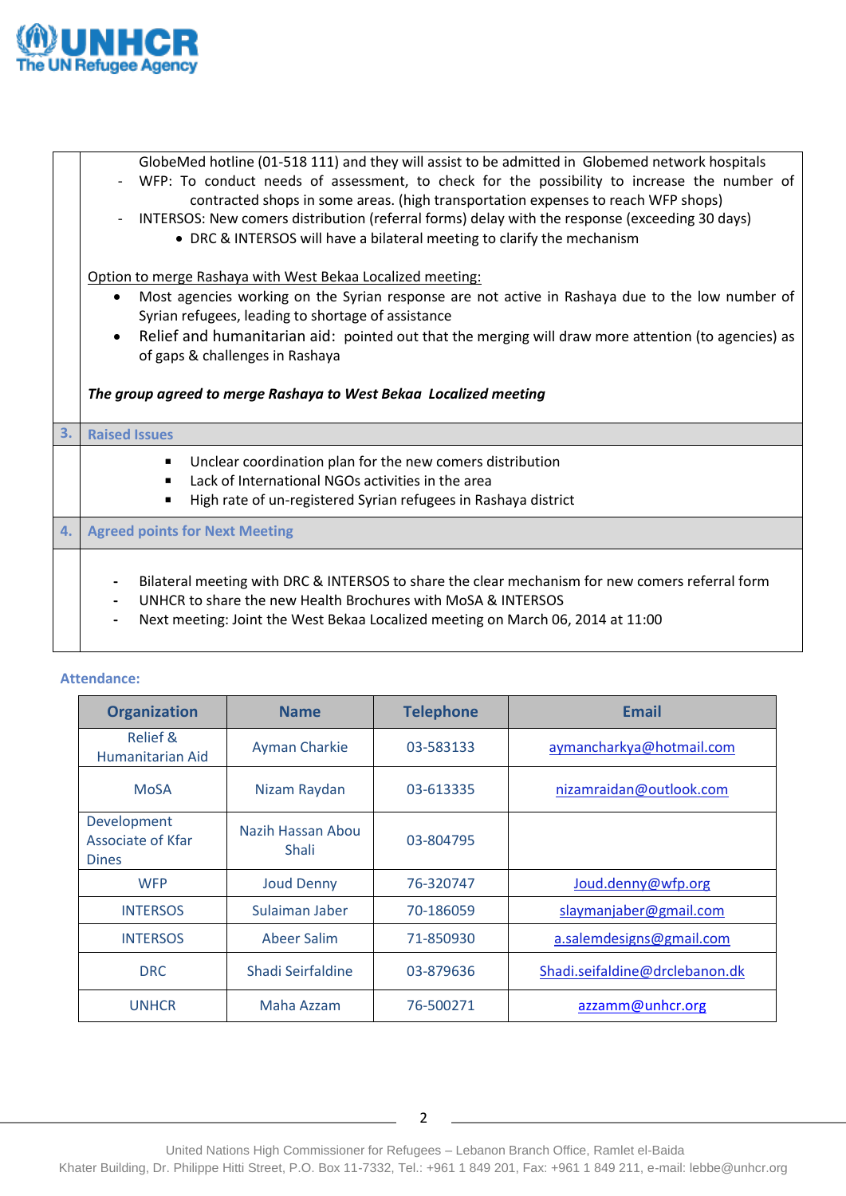GlobeMed hotline (01-518 111) and they will assist to be admitted in Globemed network hospitals

- WFP: To conduct needs of assessment, to check for the possibility to increase the number of contracted shops in some areas. (high transportation expenses to reach WFP shops)
- INTERSOS: New comers distribution (referral forms) delay with the response (exceeding 30 days)
  - DRC & INTERSOS will have a bilateral meeting to clarify the mechanism

Option to merge Rashaya with West Bekaa Localized meeting:

- Most agencies working on the Syrian response are not active in Rashaya due to the low number of Syrian refugees, leading to shortage of assistance
- Relief and humanitarian aid: pointed out that the merging will draw more attention (to agencies) as of gaps & challenges in Rashaya

***The group agreed to merge Rashaya to West Bekaa Localized meeting***

## 3. Raised Issues

- Unclear coordination plan for the new comers distribution
- Lack of International NGOs activities in the area
- High rate of un-registered Syrian refugees in Rashaya district

## 4. Agreed points for Next Meeting

- Bilateral meeting with DRC & INTERSOS to share the clear mechanism for new comers referral form
- UNHCR to share the new Health Brochures with MoSA & INTERSOS
- Next meeting: Joint the West Bekaa Localized meeting on March 06, 2014 at 11:00

**Attendance:**

| Organization | Name | Telephone | Email |
|---|---|---|---|
| Relief & Humanitarian Aid | Ayman Charkie | 03-583133 | aymancharkya@hotmail.com |
| MoSA | Nizam Raydan | 03-613335 | nizamraidan@outlook.com |
| Development Associate of Kfar Dines | Nazih Hassan Abou Shali | 03-804795 | |
| WFP | Joud Denny | 76-320747 | Joud.denny@wfp.org |
| INTERSOS | Sulaiman Jaber | 70-186059 | slaymanjaber@gmail.com |
| INTERSOS | Abeer Salim | 71-850930 | a.salemdesigns@gmail.com |
| DRC | Shadi Seirfaldine | 03-879636 | Shadi.seifaldine@drclebanon.dk |
| UNHCR | Maha Azzam | 76-500271 | azzamm@unhcr.org |